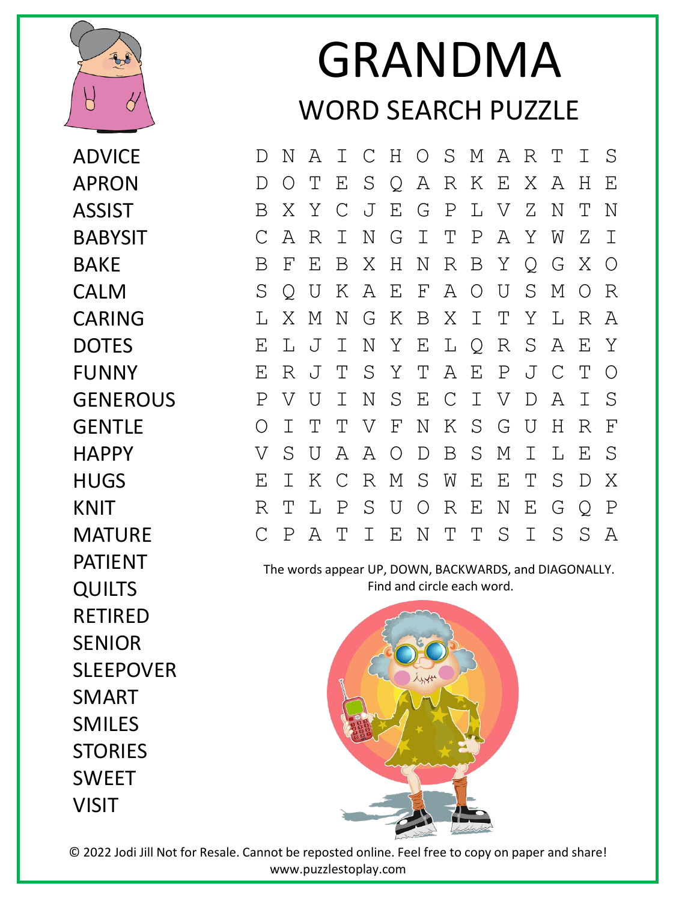# GRANDMA

## WORD SEARCH PUZZLE

- ADVICE
- APRON
- ASSIST
- BABYSIT
- BAKE
- CALM
- CARING
- DOTES
- FUNNY
- GENEROUS
- GENTLE
- HAPPY
- HUGS
- KNIT
- MATURE
- PATIENT
- QUILTS
- RETIRED
- SENIOR
- SLEEPOVER
- SMART
- SMILES
- STORIES
- SWEET
- VISIT

```
D N A I C H O S M A R T I S
D O T E S Q A R K E X A H E
B X Y C J E G P L V Z N T N
C A R I N G I T P A Y W Z I
B F E B X H N R B Y Q G X O
S Q U K A E F A O U S M O R
L X M N G K B X I T Y L R A
E L J I N Y E L Q R S A E Y
E R J T S Y T A E P J C T O
P V U I N S E C I V D A I S
O I T T V F N K S G U H R F
V S U A A O D B S M I L E S
E I K C R M S W E E T S D X
R T L P S U O R E N E G Q P
C P A T I E N T T S I S S A
```

The words appear UP, DOWN, BACKWARDS, and DIAGONALLY.
Find and circle each word.

© 2022 Jodi Jill Not for Resale. Cannot be reposted online. Feel free to copy on paper and share!
www.puzzlestoplay.com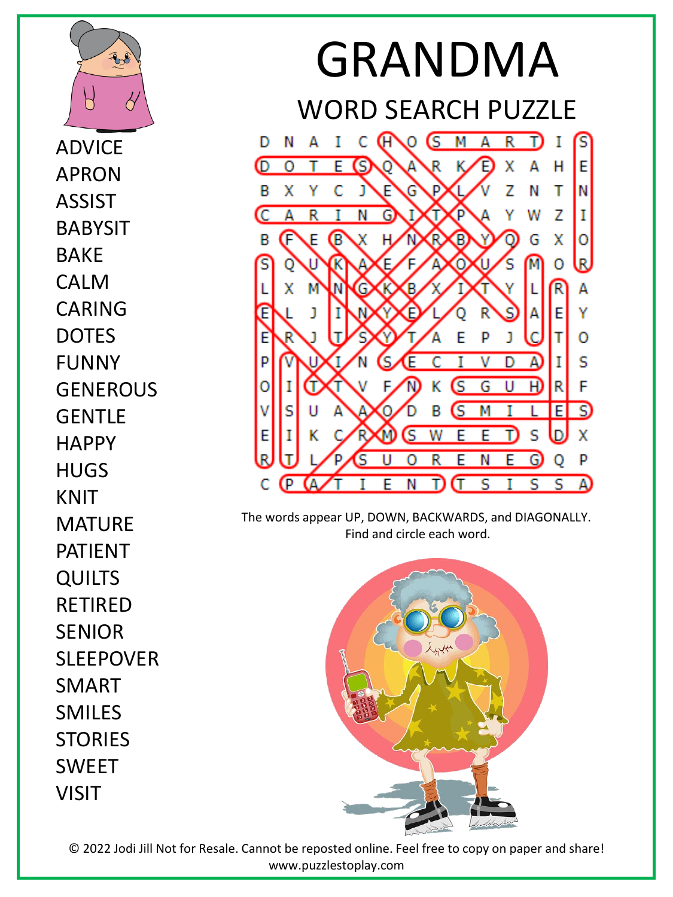# GRANDMA

## WORD SEARCH PUZZLE

ADVICE
APRON
ASSIST
BABYSIT
BAKE
CALM
CARING
DOTES
FUNNY
GENEROUS
GENTLE
HAPPY
HUGS
KNIT
MATURE
PATIENT
QUILTS
RETIRED
SENIOR
SLEEPOVER
SMART
SMILES
STORIES
SWEET
VISIT

| | | | | | | | | | | | | | |
|---|---|---|---|---|---|---|---|---|---|---|---|---|---|
| D | N | A | I | C | H | O | S | M | A | R | T | I | S |
| D | O | T | E | S | Q | A | R | K | E | X | A | H | E |
| B | X | Y | C | J | E | G | P | L | V | Z | N | T | N |
| C | A | R | I | N | G | I | T | P | A | Y | W | Z | I |
| B | F | E | B | X | H | N | R | B | Y | Q | G | X | O |
| S | Q | U | K | A | E | F | A | O | U | S | M | O | R |
| L | X | M | N | G | K | B | X | I | T | Y | L | R | A |
| E | L | J | I | N | Y | E | L | Q | R | S | A | E | Y |
| E | R | J | T | S | Y | T | A | E | P | J | C | T | O |
| P | V | U | I | N | S | E | C | I | V | D | A | I | S |
| O | I | T | T | V | F | N | K | S | G | U | H | R | F |
| V | S | U | A | A | O | D | B | S | M | I | L | E | S |
| E | I | K | C | R | M | S | W | E | E | T | S | D | X |
| R | T | L | P | S | U | O | R | E | N | E | G | Q | P |
| C | P | A | T | I | E | N | T | T | S | I | S | S | A |

The words appear UP, DOWN, BACKWARDS, and DIAGONALLY.
Find and circle each word.

© 2022 Jodi Jill Not for Resale. Cannot be reposted online. Feel free to copy on paper and share!
www.puzzlestoplay.com